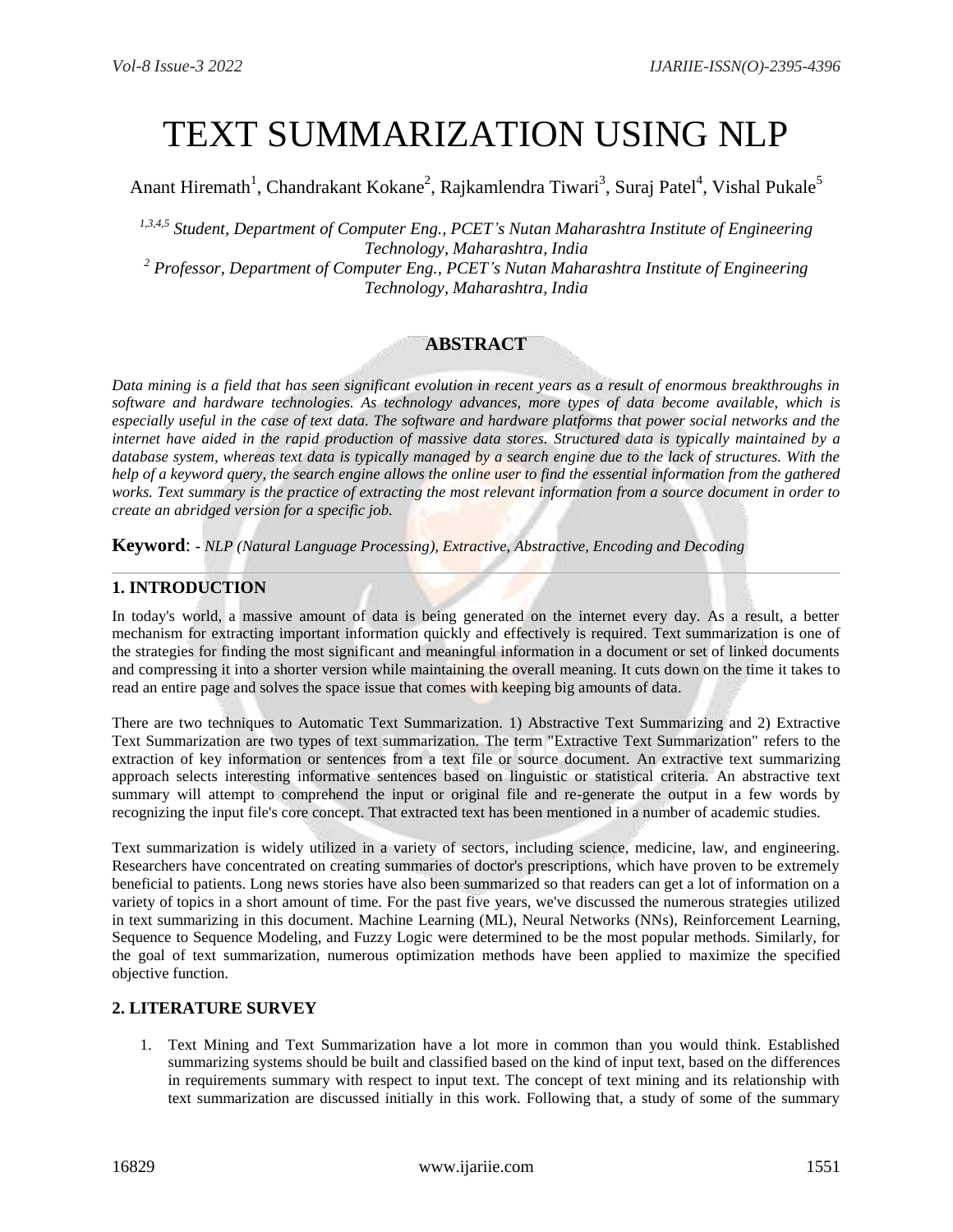# TEXT SUMMARIZATION USING NLP

Anant Hiremath[1], Chandrakant Kokane[2], Rajkamlendra Tiwari[3], Suraj Patel[4], Vishal Pukale[5]

*[1,3,4,5] Student, Department of Computer Eng., PCET's Nutan Maharashtra Institute of Engineering Technology, Maharashtra, India*
*[2] Professor, Department of Computer Eng., PCET's Nutan Maharashtra Institute of Engineering Technology, Maharashtra, India*

## ABSTRACT

*Data mining is a field that has seen significant evolution in recent years as a result of enormous breakthroughs in software and hardware technologies. As technology advances, more types of data become available, which is especially useful in the case of text data. The software and hardware platforms that power social networks and the internet have aided in the rapid production of massive data stores. Structured data is typically maintained by a database system, whereas text data is typically managed by a search engine due to the lack of structures. With the help of a keyword query, the search engine allows the online user to find the essential information from the gathered works. Text summary is the practice of extracting the most relevant information from a source document in order to create an abridged version for a specific job.*

**Keyword**: - *NLP (Natural Language Processing), Extractive, Abstractive, Encoding and Decoding*

---

## 1. INTRODUCTION

In today's world, a massive amount of data is being generated on the internet every day. As a result, a better mechanism for extracting important information quickly and effectively is required. Text summarization is one of the strategies for finding the most significant and meaningful information in a document or set of linked documents and compressing it into a shorter version while maintaining the overall meaning. It cuts down on the time it takes to read an entire page and solves the space issue that comes with keeping big amounts of data.

There are two techniques to Automatic Text Summarization. 1) Abstractive Text Summarizing and 2) Extractive Text Summarization are two types of text summarization. The term "Extractive Text Summarization" refers to the extraction of key information or sentences from a text file or source document. An extractive text summarizing approach selects interesting informative sentences based on linguistic or statistical criteria. An abstractive text summary will attempt to comprehend the input or original file and re-generate the output in a few words by recognizing the input file's core concept. That extracted text has been mentioned in a number of academic studies.

Text summarization is widely utilized in a variety of sectors, including science, medicine, law, and engineering. Researchers have concentrated on creating summaries of doctor's prescriptions, which have proven to be extremely beneficial to patients. Long news stories have also been summarized so that readers can get a lot of information on a variety of topics in a short amount of time. For the past five years, we've discussed the numerous strategies utilized in text summarizing in this document. Machine Learning (ML), Neural Networks (NNs), Reinforcement Learning, Sequence to Sequence Modeling, and Fuzzy Logic were determined to be the most popular methods. Similarly, for the goal of text summarization, numerous optimization methods have been applied to maximize the specified objective function.

## 2. LITERATURE SURVEY

1. Text Mining and Text Summarization have a lot more in common than you would think. Established summarizing systems should be built and classified based on the kind of input text, based on the differences in requirements summary with respect to input text. The concept of text mining and its relationship with text summarization are discussed initially in this work. Following that, a study of some of the summary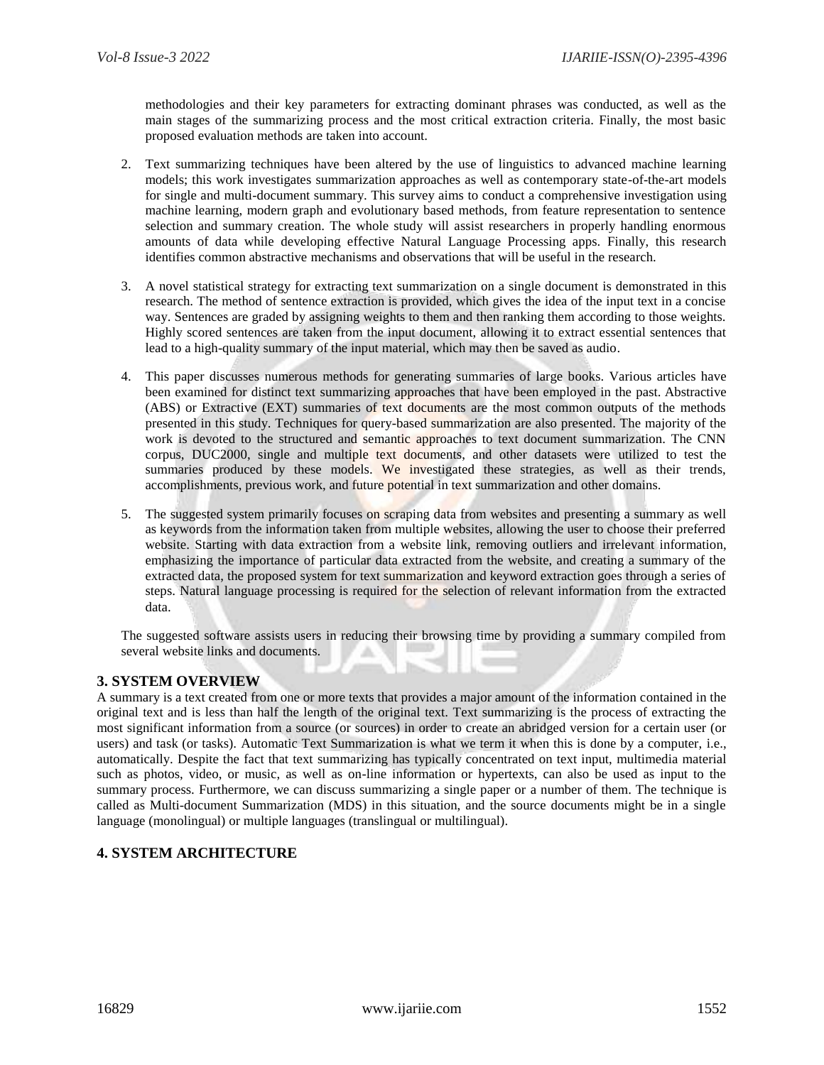methodologies and their key parameters for extracting dominant phrases was conducted, as well as the main stages of the summarizing process and the most critical extraction criteria. Finally, the most basic proposed evaluation methods are taken into account.

2. Text summarizing techniques have been altered by the use of linguistics to advanced machine learning models; this work investigates summarization approaches as well as contemporary state-of-the-art models for single and multi-document summary. This survey aims to conduct a comprehensive investigation using machine learning, modern graph and evolutionary based methods, from feature representation to sentence selection and summary creation. The whole study will assist researchers in properly handling enormous amounts of data while developing effective Natural Language Processing apps. Finally, this research identifies common abstractive mechanisms and observations that will be useful in the research.

3. A novel statistical strategy for extracting text summarization on a single document is demonstrated in this research. The method of sentence extraction is provided, which gives the idea of the input text in a concise way. Sentences are graded by assigning weights to them and then ranking them according to those weights. Highly scored sentences are taken from the input document, allowing it to extract essential sentences that lead to a high-quality summary of the input material, which may then be saved as audio.

4. This paper discusses numerous methods for generating summaries of large books. Various articles have been examined for distinct text summarizing approaches that have been employed in the past. Abstractive (ABS) or Extractive (EXT) summaries of text documents are the most common outputs of the methods presented in this study. Techniques for query-based summarization are also presented. The majority of the work is devoted to the structured and semantic approaches to text document summarization. The CNN corpus, DUC2000, single and multiple text documents, and other datasets were utilized to test the summaries produced by these models. We investigated these strategies, as well as their trends, accomplishments, previous work, and future potential in text summarization and other domains.

5. The suggested system primarily focuses on scraping data from websites and presenting a summary as well as keywords from the information taken from multiple websites, allowing the user to choose their preferred website. Starting with data extraction from a website link, removing outliers and irrelevant information, emphasizing the importance of particular data extracted from the website, and creating a summary of the extracted data, the proposed system for text summarization and keyword extraction goes through a series of steps. Natural language processing is required for the selection of relevant information from the extracted data.

The suggested software assists users in reducing their browsing time by providing a summary compiled from several website links and documents.

## 3. SYSTEM OVERVIEW

A summary is a text created from one or more texts that provides a major amount of the information contained in the original text and is less than half the length of the original text. Text summarizing is the process of extracting the most significant information from a source (or sources) in order to create an abridged version for a certain user (or users) and task (or tasks). Automatic Text Summarization is what we term it when this is done by a computer, i.e., automatically. Despite the fact that text summarizing has typically concentrated on text input, multimedia material such as photos, video, or music, as well as on-line information or hypertexts, can also be used as input to the summary process. Furthermore, we can discuss summarizing a single paper or a number of them. The technique is called as Multi-document Summarization (MDS) in this situation, and the source documents might be in a single language (monolingual) or multiple languages (translingual or multilingual).

## 4. SYSTEM ARCHITECTURE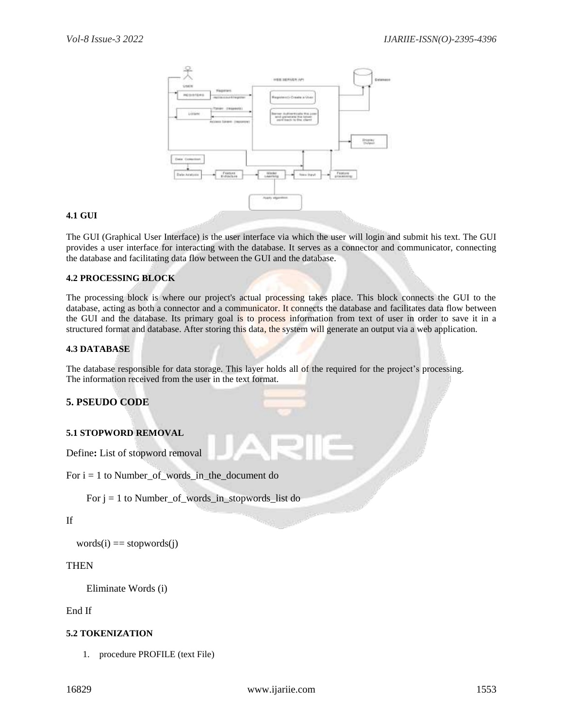### 4.1 GUI

The GUI (Graphical User Interface) is the user interface via which the user will login and submit his text. The GUI provides a user interface for interacting with the database. It serves as a connector and communicator, connecting the database and facilitating data flow between the GUI and the database.

### 4.2 PROCESSING BLOCK

The processing block is where our project's actual processing takes place. This block connects the GUI to the database, acting as both a connector and a communicator. It connects the database and facilitates data flow between the GUI and the database. Its primary goal is to process information from text of user in order to save it in a structured format and database. After storing this data, the system will generate an output via a web application.

### 4.3 DATABASE

The database responsible for data storage. This layer holds all of the required for the project's processing.
The information received from the user in the text format.

## 5. PSEUDO CODE

### 5.1 STOPWORD REMOVAL

Define**:** List of stopword removal

For i = 1 to Number_of_words_in_the_document do

For j = 1 to Number_of_words_in_stopwords_list do

If

words(i) == stopwords(j)

THEN

Eliminate Words (i)

End If

### 5.2 TOKENIZATION

1. procedure PROFILE (text File)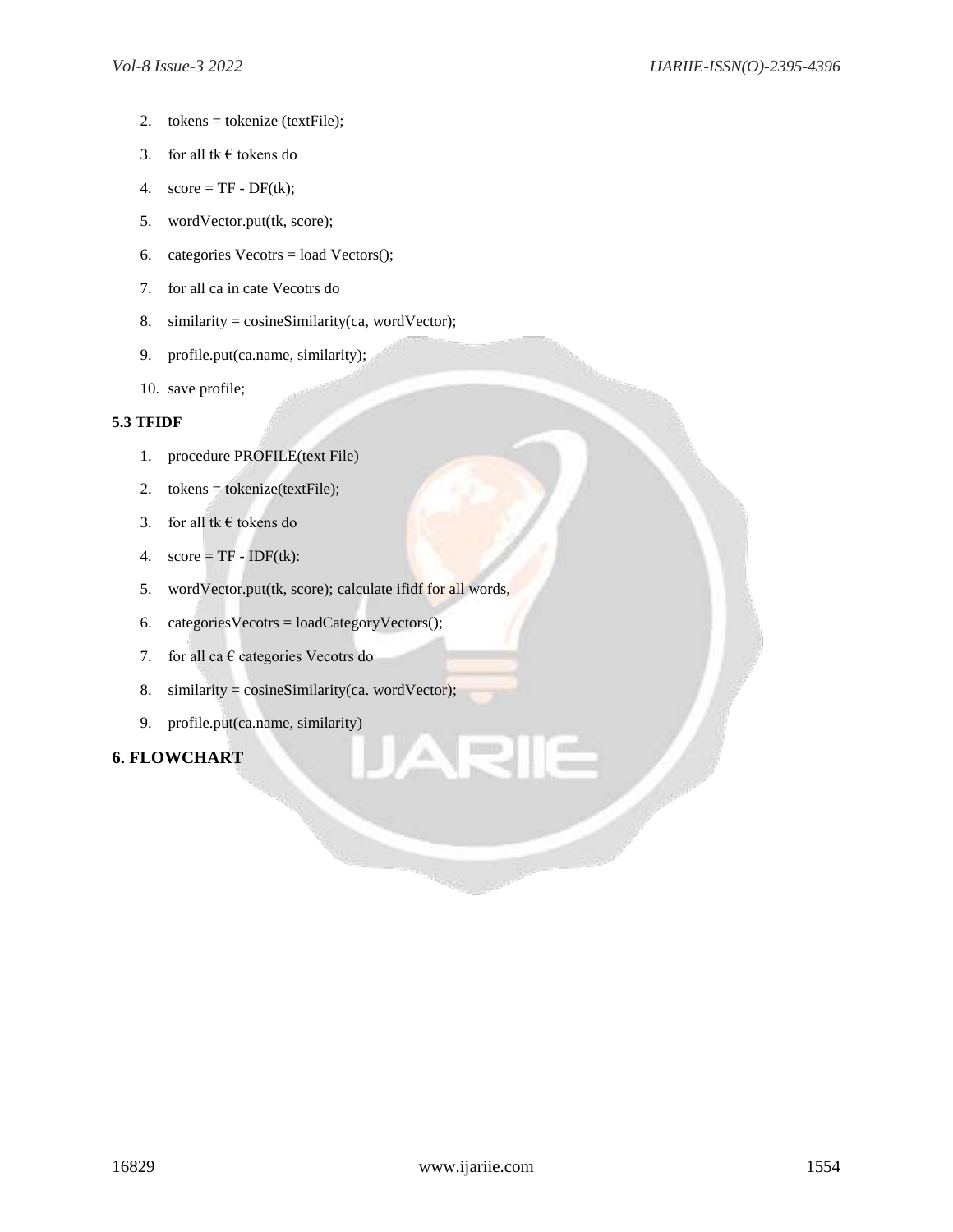2. tokens = tokenize (textFile);
3. for all tk € tokens do
4. score = TF - DF(tk);
5. wordVector.put(tk, score);
6. categories Vecotrs = load Vectors();
7. for all ca in cate Vecotrs do
8. similarity = cosineSimilarity(ca, wordVector);
9. profile.put(ca.name, similarity);
10. save profile;

**5.3 TFIDF**

1. procedure PROFILE(text File)
2. tokens = tokenize(textFile);
3. for all tk € tokens do
4. score = TF - IDF(tk):
5. wordVector.put(tk, score); calculate ifidf for all words,
6. categoriesVecotrs = loadCategoryVectors();
7. for all ca € categories Vecotrs do
8. similarity = cosineSimilarity(ca. wordVector);
9. profile.put(ca.name, similarity)

## 6. FLOWCHART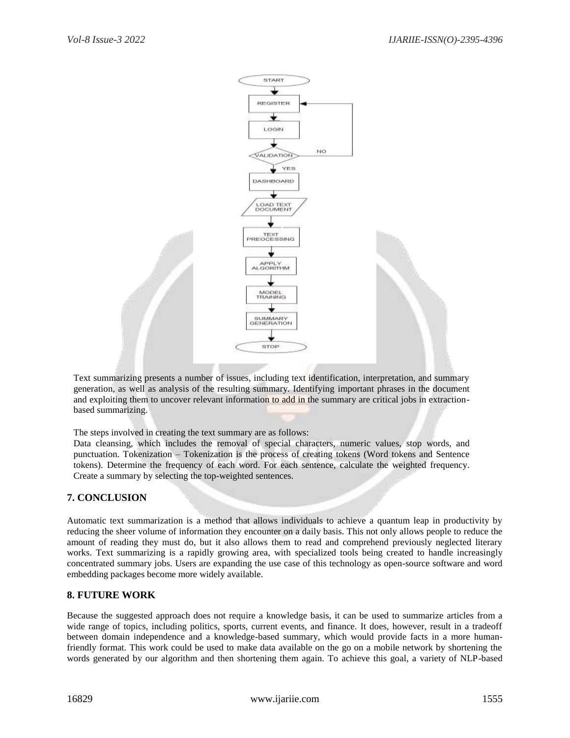Text summarizing presents a number of issues, including text identification, interpretation, and summary generation, as well as analysis of the resulting summary. Identifying important phrases in the document and exploiting them to uncover relevant information to add in the summary are critical jobs in extraction-based summarizing.

The steps involved in creating the text summary are as follows:

Data cleansing, which includes the removal of special characters, numeric values, stop words, and punctuation. Tokenization – Tokenization is the process of creating tokens (Word tokens and Sentence tokens). Determine the frequency of each word. For each sentence, calculate the weighted frequency. Create a summary by selecting the top-weighted sentences.

## 7. CONCLUSION

Automatic text summarization is a method that allows individuals to achieve a quantum leap in productivity by reducing the sheer volume of information they encounter on a daily basis. This not only allows people to reduce the amount of reading they must do, but it also allows them to read and comprehend previously neglected literary works. Text summarizing is a rapidly growing area, with specialized tools being created to handle increasingly concentrated summary jobs. Users are expanding the use case of this technology as open-source software and word embedding packages become more widely available.

## 8. FUTURE WORK

Because the suggested approach does not require a knowledge basis, it can be used to summarize articles from a wide range of topics, including politics, sports, current events, and finance. It does, however, result in a tradeoff between domain independence and a knowledge-based summary, which would provide facts in a more human-friendly format. This work could be used to make data available on the go on a mobile network by shortening the words generated by our algorithm and then shortening them again. To achieve this goal, a variety of NLP-based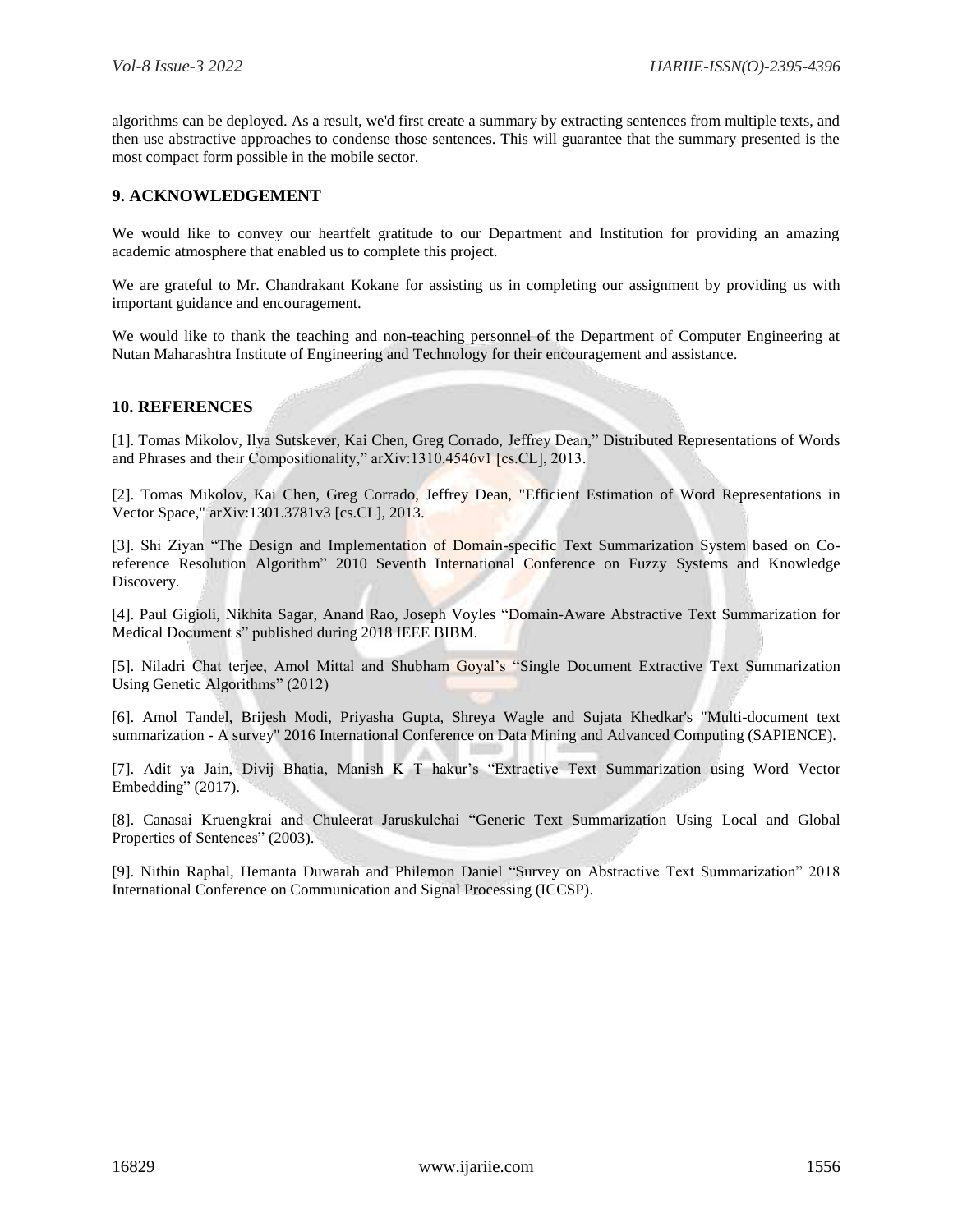algorithms can be deployed. As a result, we'd first create a summary by extracting sentences from multiple texts, and then use abstractive approaches to condense those sentences. This will guarantee that the summary presented is the most compact form possible in the mobile sector.

## 9. ACKNOWLEDGEMENT

We would like to convey our heartfelt gratitude to our Department and Institution for providing an amazing academic atmosphere that enabled us to complete this project.

We are grateful to Mr. Chandrakant Kokane for assisting us in completing our assignment by providing us with important guidance and encouragement.

We would like to thank the teaching and non-teaching personnel of the Department of Computer Engineering at Nutan Maharashtra Institute of Engineering and Technology for their encouragement and assistance.

## 10. REFERENCES

[1]. Tomas Mikolov, Ilya Sutskever, Kai Chen, Greg Corrado, Jeffrey Dean," Distributed Representations of Words and Phrases and their Compositionality," arXiv:1310.4546v1 [cs.CL], 2013.

[2]. Tomas Mikolov, Kai Chen, Greg Corrado, Jeffrey Dean, "Efficient Estimation of Word Representations in Vector Space," arXiv:1301.3781v3 [cs.CL], 2013.

[3]. Shi Ziyan "The Design and Implementation of Domain-specific Text Summarization System based on Co-reference Resolution Algorithm" 2010 Seventh International Conference on Fuzzy Systems and Knowledge Discovery.

[4]. Paul Gigioli, Nikhita Sagar, Anand Rao, Joseph Voyles "Domain-Aware Abstractive Text Summarization for Medical Document s" published during 2018 IEEE BIBM.

[5]. Niladri Chat terjee, Amol Mittal and Shubham Goyal's "Single Document Extractive Text Summarization Using Genetic Algorithms" (2012)

[6]. Amol Tandel, Brijesh Modi, Priyasha Gupta, Shreya Wagle and Sujata Khedkar's "Multi-document text summarization - A survey" 2016 International Conference on Data Mining and Advanced Computing (SAPIENCE).

[7]. Adit ya Jain, Divij Bhatia, Manish K T hakur's "Extractive Text Summarization using Word Vector Embedding" (2017).

[8]. Canasai Kruengkrai and Chuleerat Jaruskulchai "Generic Text Summarization Using Local and Global Properties of Sentences" (2003).

[9]. Nithin Raphal, Hemanta Duwarah and Philemon Daniel "Survey on Abstractive Text Summarization" 2018 International Conference on Communication and Signal Processing (ICCSP).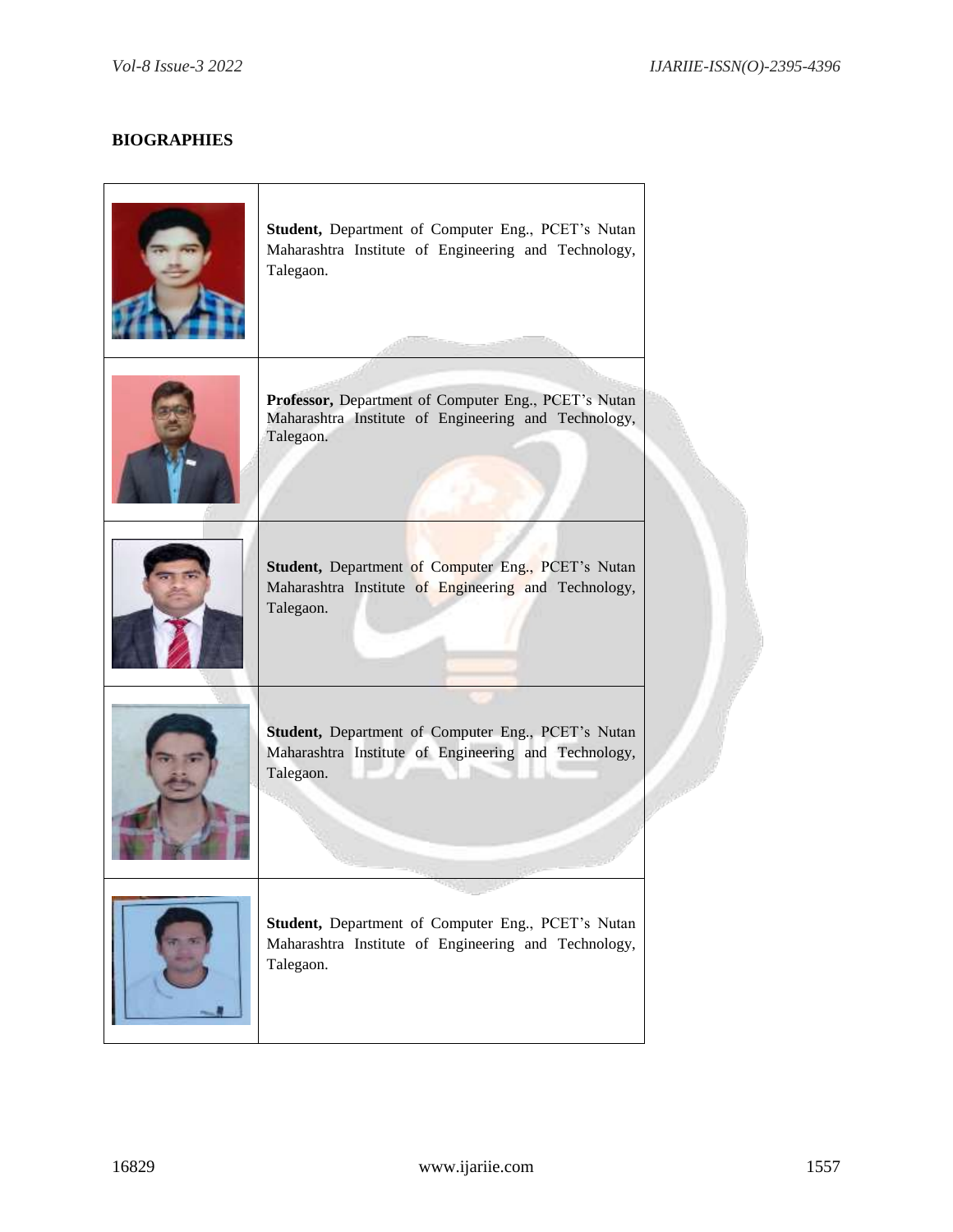## BIOGRAPHIES

| | |
|---|---|
| | **Student,** Department of Computer Eng., PCET's Nutan Maharashtra Institute of Engineering and Technology, Talegaon. |
| | **Professor,** Department of Computer Eng., PCET's Nutan Maharashtra Institute of Engineering and Technology, Talegaon. |
| | **Student,** Department of Computer Eng., PCET's Nutan Maharashtra Institute of Engineering and Technology, Talegaon. |
| | **Student,** Department of Computer Eng., PCET's Nutan Maharashtra Institute of Engineering and Technology, Talegaon. |
| | **Student,** Department of Computer Eng., PCET's Nutan Maharashtra Institute of Engineering and Technology, Talegaon. |